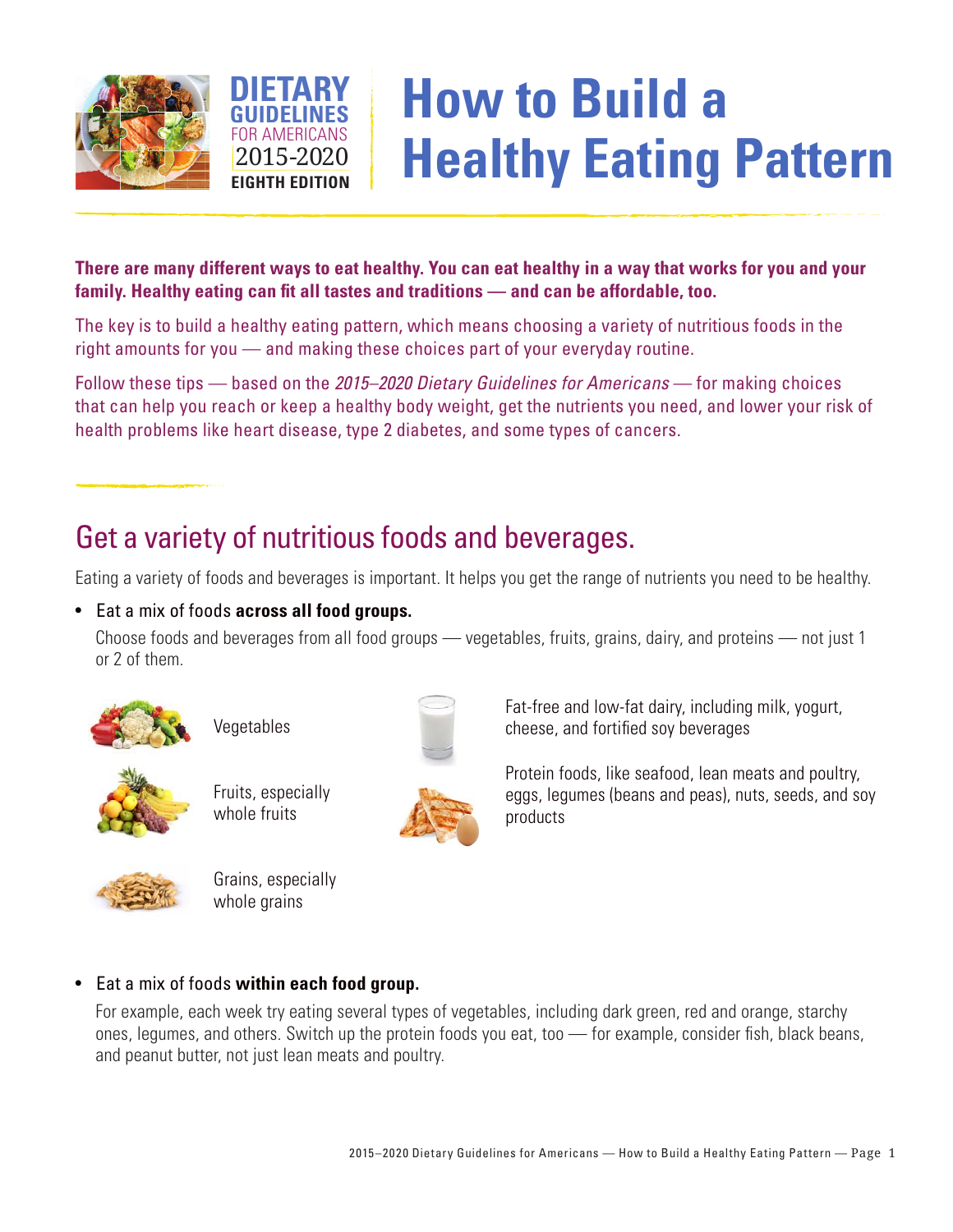DIETARY GUIDELINES FOR AMERICANS 2015-2020 EIGHTH EDITION

# How to Build a Healthy Eating Pattern

**There are many different ways to eat healthy. You can eat healthy in a way that works for you and your family. Healthy eating can fit all tastes and traditions — and can be affordable, too.**

The key is to build a healthy eating pattern, which means choosing a variety of nutritious foods in the right amounts for you — and making these choices part of your everyday routine.

Follow these tips — based on the *2015–2020 Dietary Guidelines for Americans* — for making choices that can help you reach or keep a healthy body weight, get the nutrients you need, and lower your risk of health problems like heart disease, type 2 diabetes, and some types of cancers.

## Get a variety of nutritious foods and beverages.

Eating a variety of foods and beverages is important. It helps you get the range of nutrients you need to be healthy.

- Eat a mix of foods **across all food groups.**

  Choose foods and beverages from all food groups — vegetables, fruits, grains, dairy, and proteins — not just 1 or 2 of them.

  - Vegetables
  - Fruits, especially whole fruits
  - Grains, especially whole grains
  - Fat-free and low-fat dairy, including milk, yogurt, cheese, and fortified soy beverages
  - Protein foods, like seafood, lean meats and poultry, eggs, legumes (beans and peas), nuts, seeds, and soy products

- Eat a mix of foods **within each food group.**

  For example, each week try eating several types of vegetables, including dark green, red and orange, starchy ones, legumes, and others. Switch up the protein foods you eat, too — for example, consider fish, black beans, and peanut butter, not just lean meats and poultry.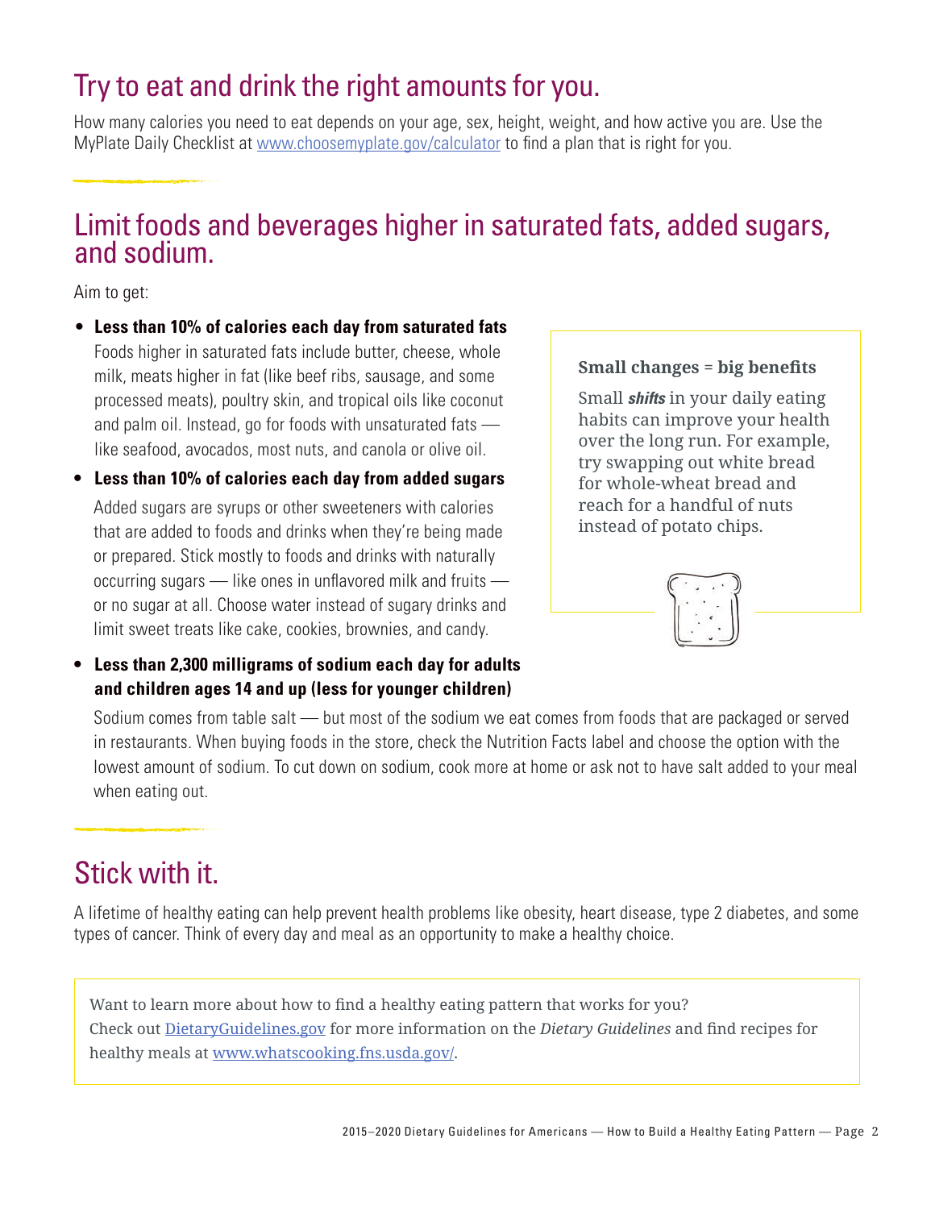## Try to eat and drink the right amounts for you.

How many calories you need to eat depends on your age, sex, height, weight, and how active you are. Use the MyPlate Daily Checklist at [www.choosemyplate.gov/calculator](www.choosemyplate.gov/calculator) to find a plan that is right for you.

## Limit foods and beverages higher in saturated fats, added sugars, and sodium.

Aim to get:

- **Less than 10% of calories each day from saturated fats**
  Foods higher in saturated fats include butter, cheese, whole milk, meats higher in fat (like beef ribs, sausage, and some processed meats), poultry skin, and tropical oils like coconut and palm oil. Instead, go for foods with unsaturated fats — like seafood, avocados, most nuts, and canola or olive oil.

- **Less than 10% of calories each day from added sugars**
  Added sugars are syrups or other sweeteners with calories that are added to foods and drinks when they're being made or prepared. Stick mostly to foods and drinks with naturally occurring sugars — like ones in unflavored milk and fruits — or no sugar at all. Choose water instead of sugary drinks and limit sweet treats like cake, cookies, brownies, and candy.

- **Less than 2,300 milligrams of sodium each day for adults and children ages 14 and up (less for younger children)**
  Sodium comes from table salt — but most of the sodium we eat comes from foods that are packaged or served in restaurants. When buying foods in the store, check the Nutrition Facts label and choose the option with the lowest amount of sodium. To cut down on sodium, cook more at home or ask not to have salt added to your meal when eating out.

**Small changes = big benefits**

Small ***shifts*** in your daily eating habits can improve your health over the long run. For example, try swapping out white bread for whole-wheat bread and reach for a handful of nuts instead of potato chips.

## Stick with it.

A lifetime of healthy eating can help prevent health problems like obesity, heart disease, type 2 diabetes, and some types of cancer. Think of every day and meal as an opportunity to make a healthy choice.

Want to learn more about how to find a healthy eating pattern that works for you?
Check out [DietaryGuidelines.gov](DietaryGuidelines.gov) for more information on the *Dietary Guidelines* and find recipes for healthy meals at [www.whatscooking.fns.usda.gov/](www.whatscooking.fns.usda.gov/).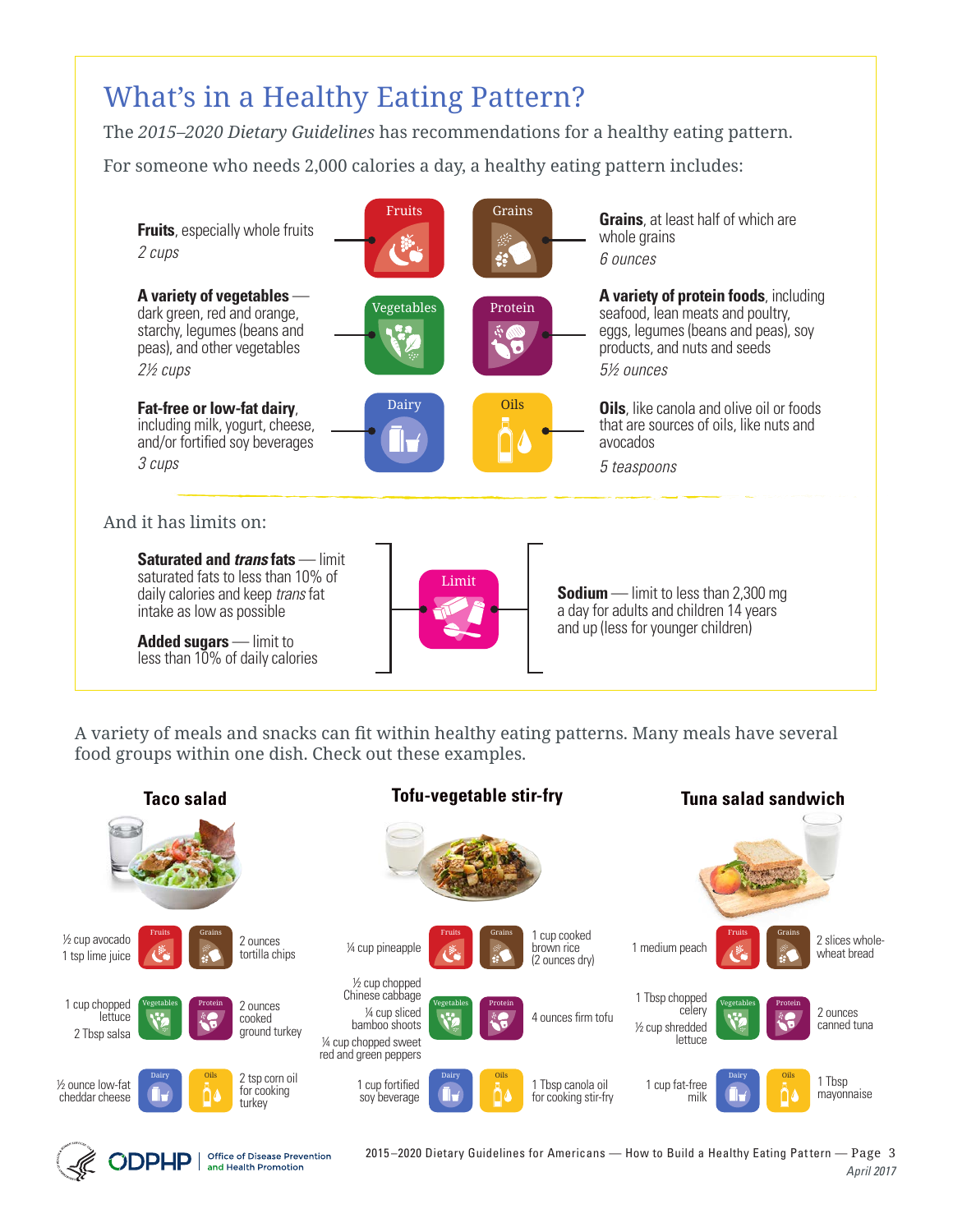# What's in a Healthy Eating Pattern?

The *2015–2020 Dietary Guidelines* has recommendations for a healthy eating pattern.

For someone who needs 2,000 calories a day, a healthy eating pattern includes:

**Fruits**, especially whole fruits
*2 cups*

**Grains**, at least half of which are whole grains
*6 ounces*

**A variety of vegetables** — dark green, red and orange, starchy, legumes (beans and peas), and other vegetables
*2½ cups*

**A variety of protein foods**, including seafood, lean meats and poultry, eggs, legumes (beans and peas), soy products, and nuts and seeds
*5½ ounces*

**Fat-free or low-fat dairy**, including milk, yogurt, cheese, and/or fortified soy beverages
*3 cups*

**Oils**, like canola and olive oil or foods that are sources of oils, like nuts and avocados
*5 teaspoons*

And it has limits on:

**Saturated and *trans* fats** — limit saturated fats to less than 10% of daily calories and keep *trans* fat intake as low as possible

**Added sugars** — limit to less than 10% of daily calories

**Sodium** — limit to less than 2,300 mg a day for adults and children 14 years and up (less for younger children)

A variety of meals and snacks can fit within healthy eating patterns. Many meals have several food groups within one dish. Check out these examples.

### Taco salad

- Fruits: ½ cup avocado, 1 tsp lime juice
- Grains: 2 ounces tortilla chips
- Vegetables: 1 cup chopped lettuce, 2 Tbsp salsa
- Protein: 2 ounces cooked ground turkey
- Dairy: ½ ounce low-fat cheddar cheese
- Oils: 2 tsp corn oil for cooking turkey

### Tofu-vegetable stir-fry

- Fruits: ¼ cup pineapple
- Grains: 1 cup cooked brown rice (2 ounces dry)
- Vegetables: ½ cup chopped Chinese cabbage, ¼ cup sliced bamboo shoots, ¼ cup chopped sweet red and green peppers
- Protein: 4 ounces firm tofu
- Dairy: 1 cup fortified soy beverage
- Oils: 1 Tbsp canola oil for cooking stir-fry

### Tuna salad sandwich

- Fruits: 1 medium peach
- Grains: 2 slices whole-wheat bread
- Vegetables: 1 Tbsp chopped celery, ½ cup shredded lettuce
- Protein: 2 ounces canned tuna
- Dairy: 1 cup fat-free milk
- Oils: 1 Tbsp mayonnaise

ODPHP | Office of Disease Prevention and Health Promotion